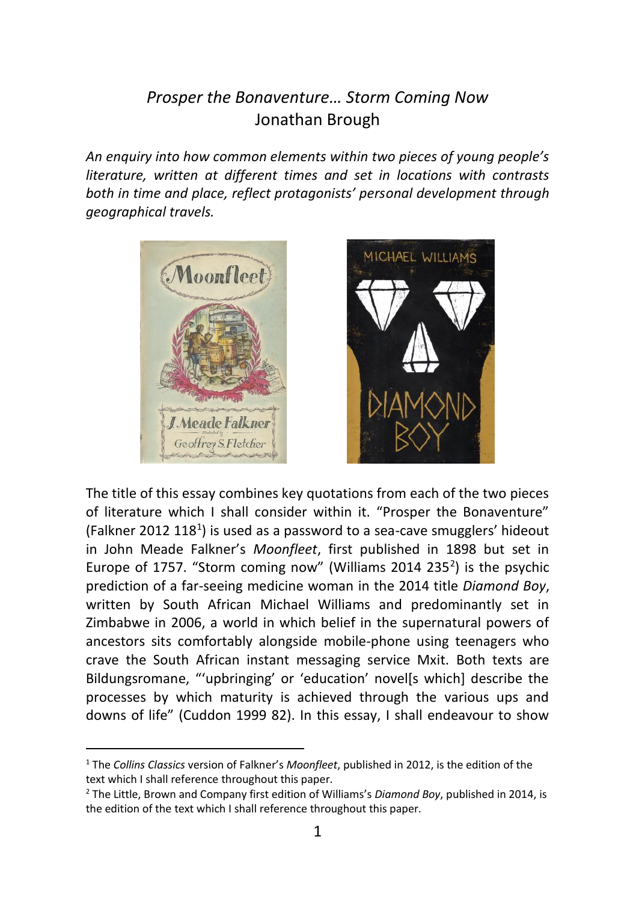# *Prosper the Bonaventure… Storm Coming Now*

Jonathan Brough

*An enquiry into how common elements within two pieces of young people's literature, written at different times and set in locations with contrasts both in time and place, reflect protagonists' personal development through geographical travels.*

The title of this essay combines key quotations from each of the two pieces of literature which I shall consider within it. "Prosper the Bonaventure" (Falkner 2012 118[1]) is used as a password to a sea-cave smugglers' hideout in John Meade Falkner's *Moonfleet*, first published in 1898 but set in Europe of 1757. "Storm coming now" (Williams 2014 235[2]) is the psychic prediction of a far-seeing medicine woman in the 2014 title *Diamond Boy*, written by South African Michael Williams and predominantly set in Zimbabwe in 2006, a world in which belief in the supernatural powers of ancestors sits comfortably alongside mobile-phone using teenagers who crave the South African instant messaging service Mxit. Both texts are Bildungsromane, "'upbringing' or 'education' novel[s which] describe the processes by which maturity is achieved through the various ups and downs of life" (Cuddon 1999 82). In this essay, I shall endeavour to show

---

[1] The *Collins Classics* version of Falkner's *Moonfleet*, published in 2012, is the edition of the text which I shall reference throughout this paper.

[2] The Little, Brown and Company first edition of Williams's *Diamond Boy*, published in 2014, is the edition of the text which I shall reference throughout this paper.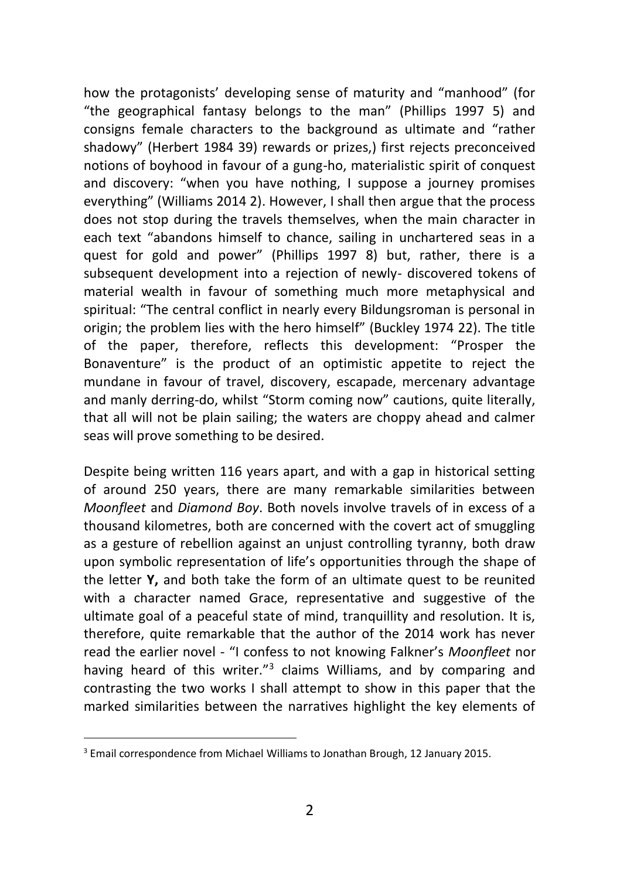how the protagonists' developing sense of maturity and "manhood" (for "the geographical fantasy belongs to the man" (Phillips 1997 5) and consigns female characters to the background as ultimate and "rather shadowy" (Herbert 1984 39) rewards or prizes,) first rejects preconceived notions of boyhood in favour of a gung-ho, materialistic spirit of conquest and discovery: "when you have nothing, I suppose a journey promises everything" (Williams 2014 2). However, I shall then argue that the process does not stop during the travels themselves, when the main character in each text "abandons himself to chance, sailing in unchartered seas in a quest for gold and power" (Phillips 1997 8) but, rather, there is a subsequent development into a rejection of newly- discovered tokens of material wealth in favour of something much more metaphysical and spiritual: "The central conflict in nearly every Bildungsroman is personal in origin; the problem lies with the hero himself" (Buckley 1974 22). The title of the paper, therefore, reflects this development: "Prosper the Bonaventure" is the product of an optimistic appetite to reject the mundane in favour of travel, discovery, escapade, mercenary advantage and manly derring-do, whilst "Storm coming now" cautions, quite literally, that all will not be plain sailing; the waters are choppy ahead and calmer seas will prove something to be desired.

Despite being written 116 years apart, and with a gap in historical setting of around 250 years, there are many remarkable similarities between *Moonfleet* and *Diamond Boy*. Both novels involve travels of in excess of a thousand kilometres, both are concerned with the covert act of smuggling as a gesture of rebellion against an unjust controlling tyranny, both draw upon symbolic representation of life's opportunities through the shape of the letter **Y,** and both take the form of an ultimate quest to be reunited with a character named Grace, representative and suggestive of the ultimate goal of a peaceful state of mind, tranquillity and resolution. It is, therefore, quite remarkable that the author of the 2014 work has never read the earlier novel - "I confess to not knowing Falkner's *Moonfleet* nor having heard of this writer."[3] claims Williams, and by comparing and contrasting the two works I shall attempt to show in this paper that the marked similarities between the narratives highlight the key elements of

[3] Email correspondence from Michael Williams to Jonathan Brough, 12 January 2015.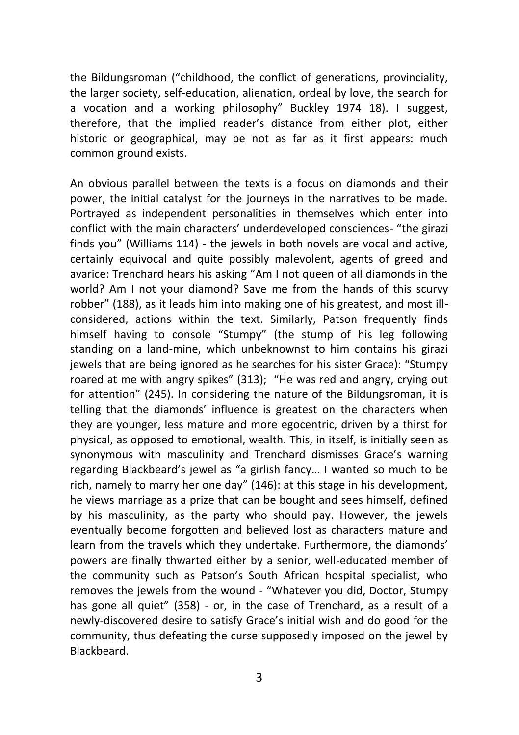the Bildungsroman ("childhood, the conflict of generations, provinciality, the larger society, self-education, alienation, ordeal by love, the search for a vocation and a working philosophy" Buckley 1974 18). I suggest, therefore, that the implied reader's distance from either plot, either historic or geographical, may be not as far as it first appears: much common ground exists.

An obvious parallel between the texts is a focus on diamonds and their power, the initial catalyst for the journeys in the narratives to be made. Portrayed as independent personalities in themselves which enter into conflict with the main characters' underdeveloped consciences- "the girazi finds you" (Williams 114) - the jewels in both novels are vocal and active, certainly equivocal and quite possibly malevolent, agents of greed and avarice: Trenchard hears his asking "Am I not queen of all diamonds in the world? Am I not your diamond? Save me from the hands of this scurvy robber" (188), as it leads him into making one of his greatest, and most ill-considered, actions within the text. Similarly, Patson frequently finds himself having to console "Stumpy" (the stump of his leg following standing on a land-mine, which unbeknownst to him contains his girazi jewels that are being ignored as he searches for his sister Grace): "Stumpy roared at me with angry spikes" (313); "He was red and angry, crying out for attention" (245). In considering the nature of the Bildungsroman, it is telling that the diamonds' influence is greatest on the characters when they are younger, less mature and more egocentric, driven by a thirst for physical, as opposed to emotional, wealth. This, in itself, is initially seen as synonymous with masculinity and Trenchard dismisses Grace's warning regarding Blackbeard's jewel as "a girlish fancy… I wanted so much to be rich, namely to marry her one day" (146): at this stage in his development, he views marriage as a prize that can be bought and sees himself, defined by his masculinity, as the party who should pay. However, the jewels eventually become forgotten and believed lost as characters mature and learn from the travels which they undertake. Furthermore, the diamonds' powers are finally thwarted either by a senior, well-educated member of the community such as Patson's South African hospital specialist, who removes the jewels from the wound - "Whatever you did, Doctor, Stumpy has gone all quiet" (358) - or, in the case of Trenchard, as a result of a newly-discovered desire to satisfy Grace's initial wish and do good for the community, thus defeating the curse supposedly imposed on the jewel by Blackbeard.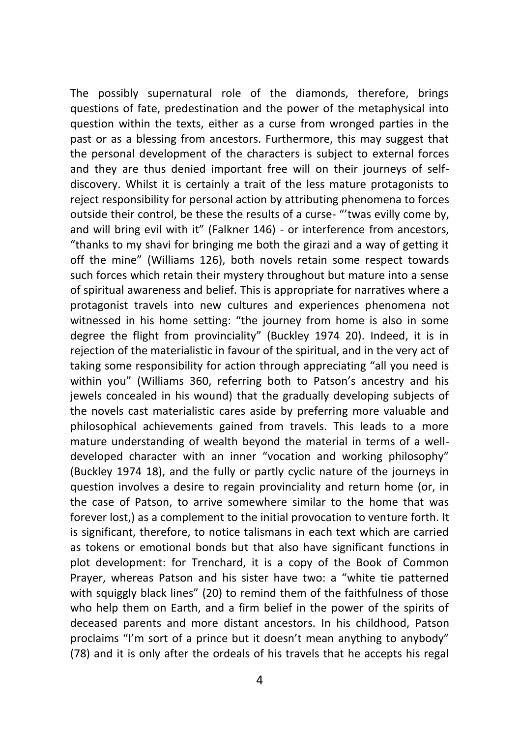The possibly supernatural role of the diamonds, therefore, brings questions of fate, predestination and the power of the metaphysical into question within the texts, either as a curse from wronged parties in the past or as a blessing from ancestors. Furthermore, this may suggest that the personal development of the characters is subject to external forces and they are thus denied important free will on their journeys of self-discovery. Whilst it is certainly a trait of the less mature protagonists to reject responsibility for personal action by attributing phenomena to forces outside their control, be these the results of a curse- "'twas evilly come by, and will bring evil with it" (Falkner 146) - or interference from ancestors, "thanks to my shavi for bringing me both the girazi and a way of getting it off the mine" (Williams 126), both novels retain some respect towards such forces which retain their mystery throughout but mature into a sense of spiritual awareness and belief. This is appropriate for narratives where a protagonist travels into new cultures and experiences phenomena not witnessed in his home setting: "the journey from home is also in some degree the flight from provinciality" (Buckley 1974 20). Indeed, it is in rejection of the materialistic in favour of the spiritual, and in the very act of taking some responsibility for action through appreciating "all you need is within you" (Williams 360, referring both to Patson's ancestry and his jewels concealed in his wound) that the gradually developing subjects of the novels cast materialistic cares aside by preferring more valuable and philosophical achievements gained from travels. This leads to a more mature understanding of wealth beyond the material in terms of a well-developed character with an inner "vocation and working philosophy" (Buckley 1974 18), and the fully or partly cyclic nature of the journeys in question involves a desire to regain provinciality and return home (or, in the case of Patson, to arrive somewhere similar to the home that was forever lost,) as a complement to the initial provocation to venture forth. It is significant, therefore, to notice talismans in each text which are carried as tokens or emotional bonds but that also have significant functions in plot development: for Trenchard, it is a copy of the Book of Common Prayer, whereas Patson and his sister have two: a "white tie patterned with squiggly black lines" (20) to remind them of the faithfulness of those who help them on Earth, and a firm belief in the power of the spirits of deceased parents and more distant ancestors. In his childhood, Patson proclaims "I'm sort of a prince but it doesn't mean anything to anybody" (78) and it is only after the ordeals of his travels that he accepts his regal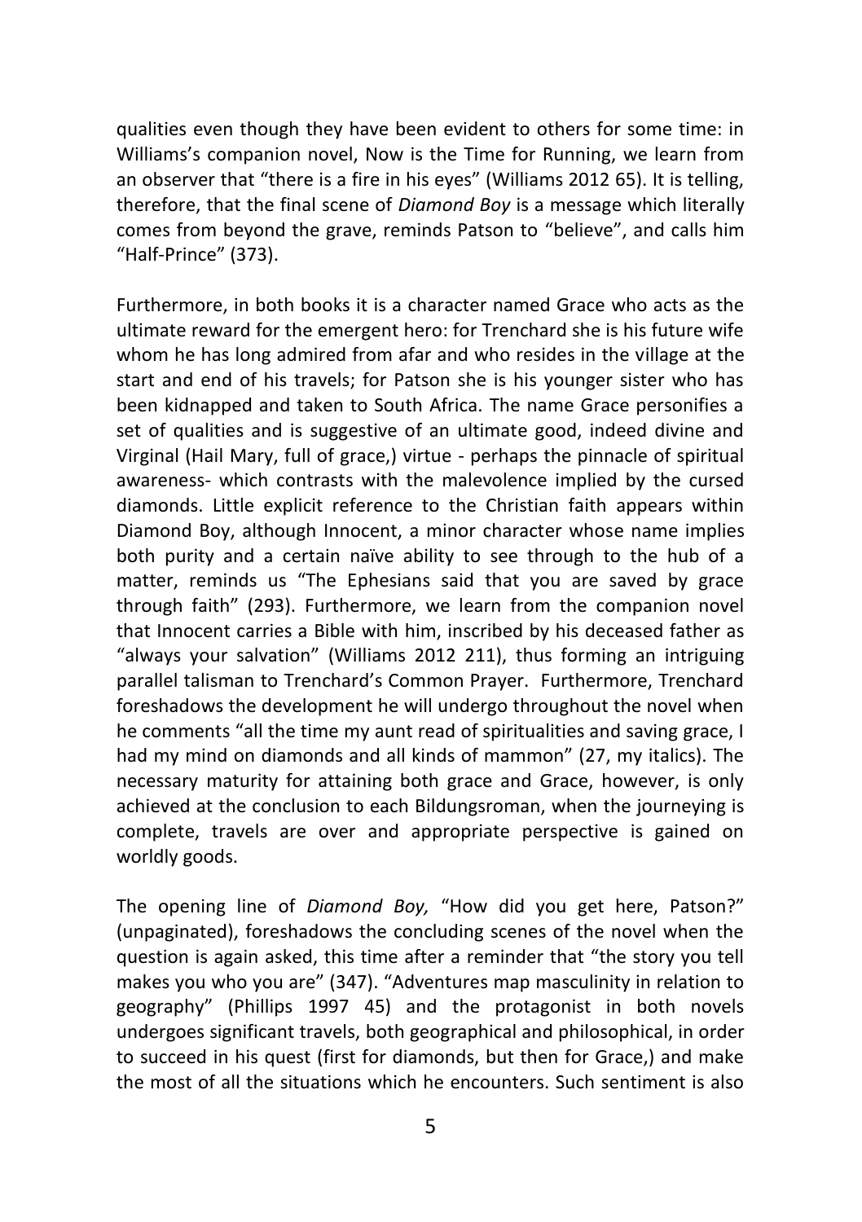qualities even though they have been evident to others for some time: in Williams's companion novel, Now is the Time for Running, we learn from an observer that "there is a fire in his eyes" (Williams 2012 65). It is telling, therefore, that the final scene of *Diamond Boy* is a message which literally comes from beyond the grave, reminds Patson to "believe", and calls him "Half-Prince" (373).

Furthermore, in both books it is a character named Grace who acts as the ultimate reward for the emergent hero: for Trenchard she is his future wife whom he has long admired from afar and who resides in the village at the start and end of his travels; for Patson she is his younger sister who has been kidnapped and taken to South Africa. The name Grace personifies a set of qualities and is suggestive of an ultimate good, indeed divine and Virginal (Hail Mary, full of grace,) virtue - perhaps the pinnacle of spiritual awareness- which contrasts with the malevolence implied by the cursed diamonds. Little explicit reference to the Christian faith appears within Diamond Boy, although Innocent, a minor character whose name implies both purity and a certain naïve ability to see through to the hub of a matter, reminds us "The Ephesians said that you are saved by grace through faith" (293). Furthermore, we learn from the companion novel that Innocent carries a Bible with him, inscribed by his deceased father as "always your salvation" (Williams 2012 211), thus forming an intriguing parallel talisman to Trenchard's Common Prayer. Furthermore, Trenchard foreshadows the development he will undergo throughout the novel when he comments "all the time my aunt read of spiritualities and saving grace, I had my mind on diamonds and all kinds of mammon" (27, my italics). The necessary maturity for attaining both grace and Grace, however, is only achieved at the conclusion to each Bildungsroman, when the journeying is complete, travels are over and appropriate perspective is gained on worldly goods.

The opening line of *Diamond Boy,* "How did you get here, Patson?" (unpaginated), foreshadows the concluding scenes of the novel when the question is again asked, this time after a reminder that "the story you tell makes you who you are" (347). "Adventures map masculinity in relation to geography" (Phillips 1997 45) and the protagonist in both novels undergoes significant travels, both geographical and philosophical, in order to succeed in his quest (first for diamonds, but then for Grace,) and make the most of all the situations which he encounters. Such sentiment is also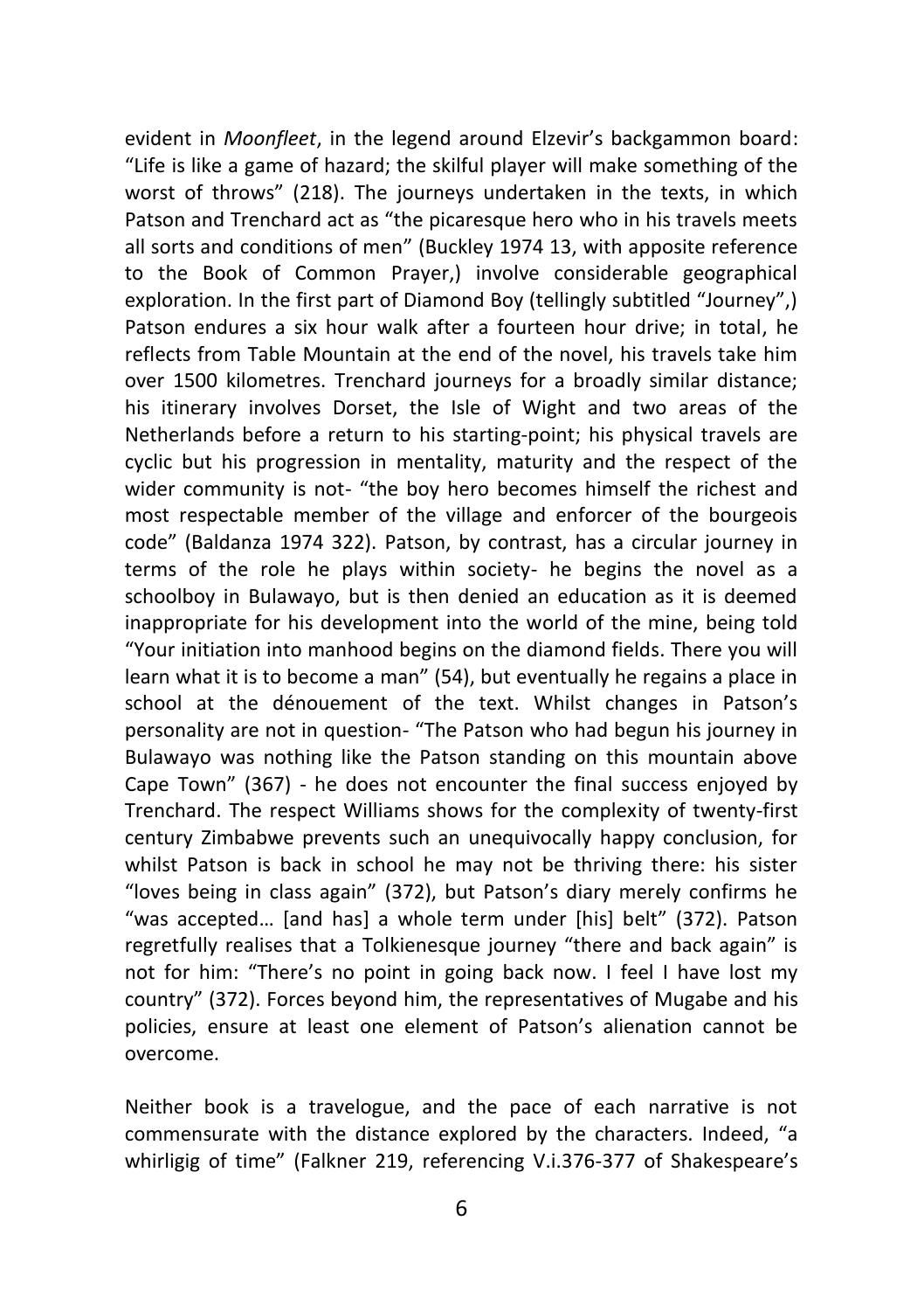evident in *Moonfleet*, in the legend around Elzevir's backgammon board: "Life is like a game of hazard; the skilful player will make something of the worst of throws" (218). The journeys undertaken in the texts, in which Patson and Trenchard act as "the picaresque hero who in his travels meets all sorts and conditions of men" (Buckley 1974 13, with apposite reference to the Book of Common Prayer,) involve considerable geographical exploration. In the first part of Diamond Boy (tellingly subtitled "Journey",) Patson endures a six hour walk after a fourteen hour drive; in total, he reflects from Table Mountain at the end of the novel, his travels take him over 1500 kilometres. Trenchard journeys for a broadly similar distance; his itinerary involves Dorset, the Isle of Wight and two areas of the Netherlands before a return to his starting-point; his physical travels are cyclic but his progression in mentality, maturity and the respect of the wider community is not- "the boy hero becomes himself the richest and most respectable member of the village and enforcer of the bourgeois code" (Baldanza 1974 322). Patson, by contrast, has a circular journey in terms of the role he plays within society- he begins the novel as a schoolboy in Bulawayo, but is then denied an education as it is deemed inappropriate for his development into the world of the mine, being told "Your initiation into manhood begins on the diamond fields. There you will learn what it is to become a man" (54), but eventually he regains a place in school at the dénouement of the text. Whilst changes in Patson's personality are not in question- "The Patson who had begun his journey in Bulawayo was nothing like the Patson standing on this mountain above Cape Town" (367) - he does not encounter the final success enjoyed by Trenchard. The respect Williams shows for the complexity of twenty-first century Zimbabwe prevents such an unequivocally happy conclusion, for whilst Patson is back in school he may not be thriving there: his sister "loves being in class again" (372), but Patson's diary merely confirms he "was accepted… [and has] a whole term under [his] belt" (372). Patson regretfully realises that a Tolkienesque journey "there and back again" is not for him: "There's no point in going back now. I feel I have lost my country" (372). Forces beyond him, the representatives of Mugabe and his policies, ensure at least one element of Patson's alienation cannot be overcome.

Neither book is a travelogue, and the pace of each narrative is not commensurate with the distance explored by the characters. Indeed, "a whirligig of time" (Falkner 219, referencing V.i.376-377 of Shakespeare's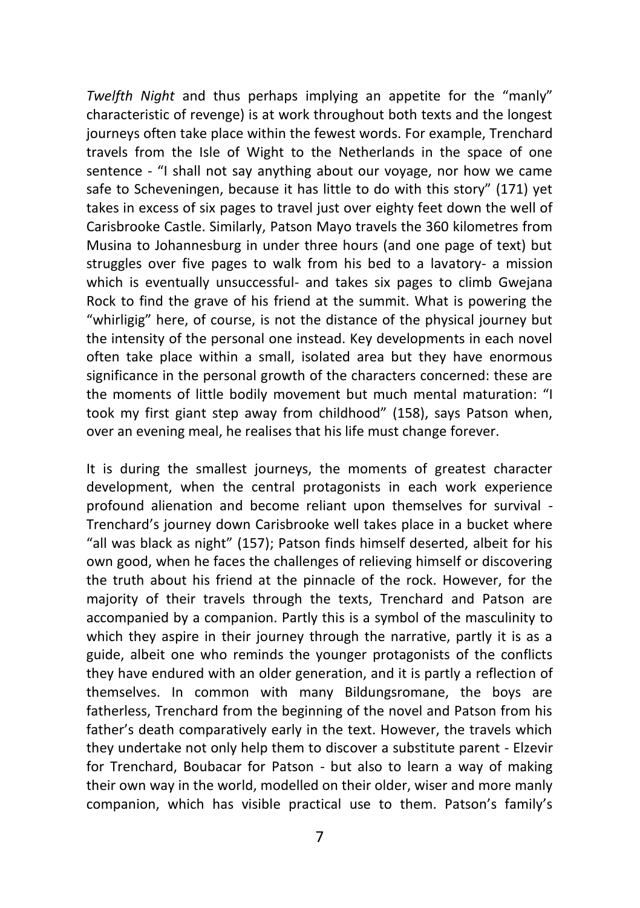*Twelfth Night* and thus perhaps implying an appetite for the "manly" characteristic of revenge) is at work throughout both texts and the longest journeys often take place within the fewest words. For example, Trenchard travels from the Isle of Wight to the Netherlands in the space of one sentence - "I shall not say anything about our voyage, nor how we came safe to Scheveningen, because it has little to do with this story" (171) yet takes in excess of six pages to travel just over eighty feet down the well of Carisbrooke Castle. Similarly, Patson Mayo travels the 360 kilometres from Musina to Johannesburg in under three hours (and one page of text) but struggles over five pages to walk from his bed to a lavatory- a mission which is eventually unsuccessful- and takes six pages to climb Gwejana Rock to find the grave of his friend at the summit. What is powering the "whirligig" here, of course, is not the distance of the physical journey but the intensity of the personal one instead. Key developments in each novel often take place within a small, isolated area but they have enormous significance in the personal growth of the characters concerned: these are the moments of little bodily movement but much mental maturation: "I took my first giant step away from childhood" (158), says Patson when, over an evening meal, he realises that his life must change forever.

It is during the smallest journeys, the moments of greatest character development, when the central protagonists in each work experience profound alienation and become reliant upon themselves for survival - Trenchard's journey down Carisbrooke well takes place in a bucket where "all was black as night" (157); Patson finds himself deserted, albeit for his own good, when he faces the challenges of relieving himself or discovering the truth about his friend at the pinnacle of the rock. However, for the majority of their travels through the texts, Trenchard and Patson are accompanied by a companion. Partly this is a symbol of the masculinity to which they aspire in their journey through the narrative, partly it is as a guide, albeit one who reminds the younger protagonists of the conflicts they have endured with an older generation, and it is partly a reflection of themselves. In common with many Bildungsromane, the boys are fatherless, Trenchard from the beginning of the novel and Patson from his father's death comparatively early in the text. However, the travels which they undertake not only help them to discover a substitute parent - Elzevir for Trenchard, Boubacar for Patson - but also to learn a way of making their own way in the world, modelled on their older, wiser and more manly companion, which has visible practical use to them. Patson's family's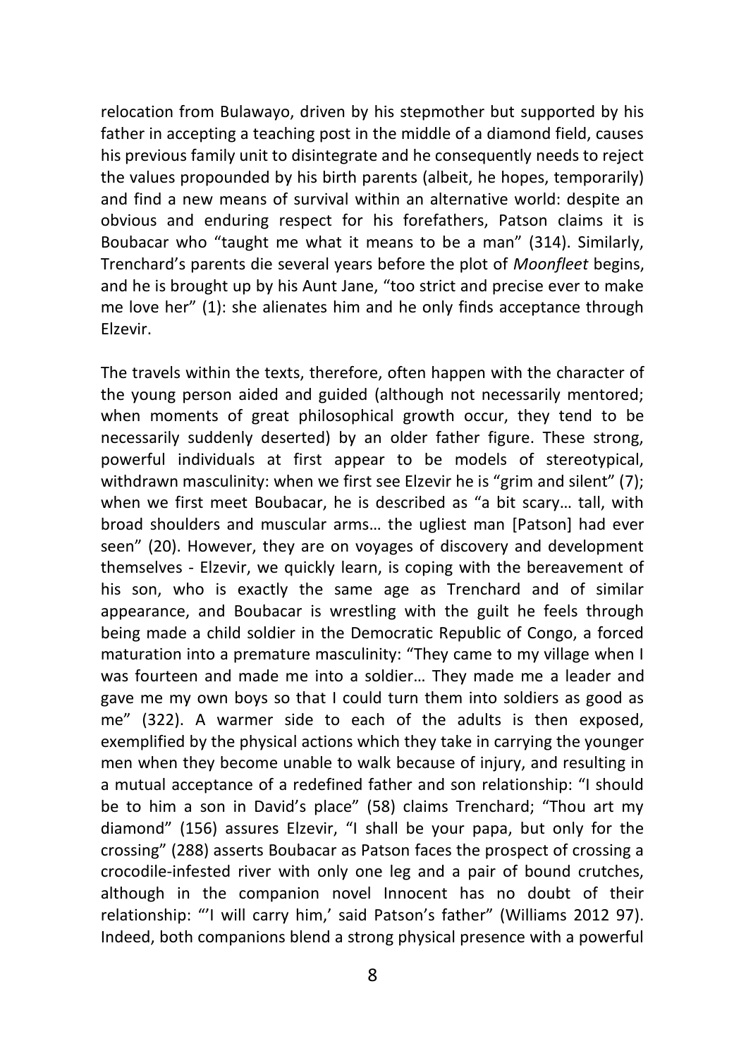relocation from Bulawayo, driven by his stepmother but supported by his father in accepting a teaching post in the middle of a diamond field, causes his previous family unit to disintegrate and he consequently needs to reject the values propounded by his birth parents (albeit, he hopes, temporarily) and find a new means of survival within an alternative world: despite an obvious and enduring respect for his forefathers, Patson claims it is Boubacar who "taught me what it means to be a man" (314). Similarly, Trenchard's parents die several years before the plot of *Moonfleet* begins, and he is brought up by his Aunt Jane, "too strict and precise ever to make me love her" (1): she alienates him and he only finds acceptance through Elzevir.

The travels within the texts, therefore, often happen with the character of the young person aided and guided (although not necessarily mentored; when moments of great philosophical growth occur, they tend to be necessarily suddenly deserted) by an older father figure. These strong, powerful individuals at first appear to be models of stereotypical, withdrawn masculinity: when we first see Elzevir he is "grim and silent" (7); when we first meet Boubacar, he is described as "a bit scary… tall, with broad shoulders and muscular arms… the ugliest man [Patson] had ever seen" (20). However, they are on voyages of discovery and development themselves - Elzevir, we quickly learn, is coping with the bereavement of his son, who is exactly the same age as Trenchard and of similar appearance, and Boubacar is wrestling with the guilt he feels through being made a child soldier in the Democratic Republic of Congo, a forced maturation into a premature masculinity: "They came to my village when I was fourteen and made me into a soldier… They made me a leader and gave me my own boys so that I could turn them into soldiers as good as me" (322). A warmer side to each of the adults is then exposed, exemplified by the physical actions which they take in carrying the younger men when they become unable to walk because of injury, and resulting in a mutual acceptance of a redefined father and son relationship: "I should be to him a son in David's place" (58) claims Trenchard; "Thou art my diamond" (156) assures Elzevir, "I shall be your papa, but only for the crossing" (288) asserts Boubacar as Patson faces the prospect of crossing a crocodile-infested river with only one leg and a pair of bound crutches, although in the companion novel Innocent has no doubt of their relationship: "'I will carry him,' said Patson's father" (Williams 2012 97). Indeed, both companions blend a strong physical presence with a powerful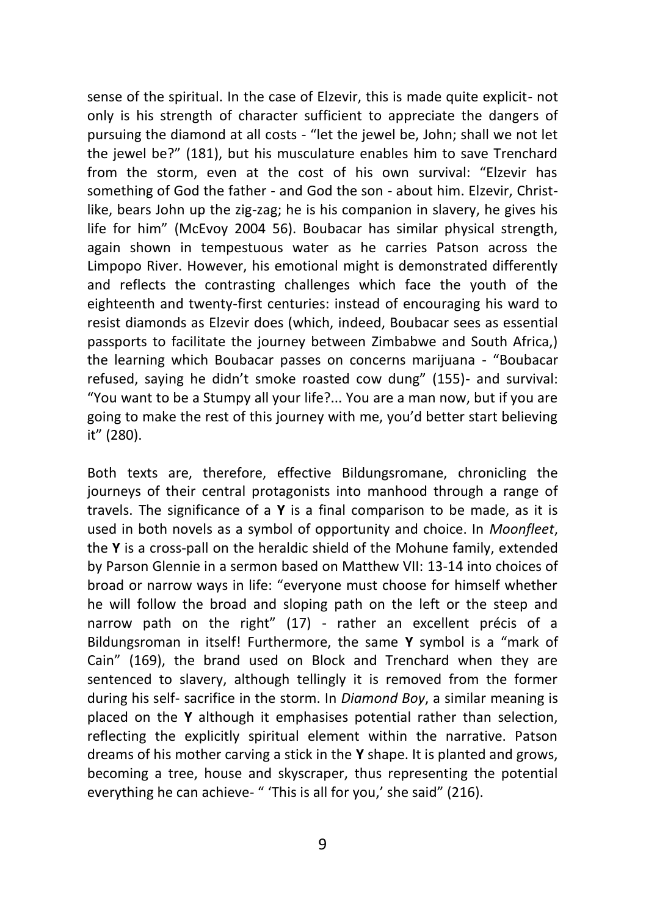sense of the spiritual. In the case of Elzevir, this is made quite explicit- not only is his strength of character sufficient to appreciate the dangers of pursuing the diamond at all costs - "let the jewel be, John; shall we not let the jewel be?" (181), but his musculature enables him to save Trenchard from the storm, even at the cost of his own survival: "Elzevir has something of God the father - and God the son - about him. Elzevir, Christ-like, bears John up the zig-zag; he is his companion in slavery, he gives his life for him" (McEvoy 2004 56). Boubacar has similar physical strength, again shown in tempestuous water as he carries Patson across the Limpopo River. However, his emotional might is demonstrated differently and reflects the contrasting challenges which face the youth of the eighteenth and twenty-first centuries: instead of encouraging his ward to resist diamonds as Elzevir does (which, indeed, Boubacar sees as essential passports to facilitate the journey between Zimbabwe and South Africa,) the learning which Boubacar passes on concerns marijuana - "Boubacar refused, saying he didn't smoke roasted cow dung" (155)- and survival: "You want to be a Stumpy all your life?... You are a man now, but if you are going to make the rest of this journey with me, you'd better start believing it" (280).

Both texts are, therefore, effective Bildungsromane, chronicling the journeys of their central protagonists into manhood through a range of travels. The significance of a **Y** is a final comparison to be made, as it is used in both novels as a symbol of opportunity and choice. In *Moonfleet*, the **Y** is a cross-pall on the heraldic shield of the Mohune family, extended by Parson Glennie in a sermon based on Matthew VII: 13-14 into choices of broad or narrow ways in life: "everyone must choose for himself whether he will follow the broad and sloping path on the left or the steep and narrow path on the right" (17) - rather an excellent précis of a Bildungsroman in itself! Furthermore, the same **Y** symbol is a "mark of Cain" (169), the brand used on Block and Trenchard when they are sentenced to slavery, although tellingly it is removed from the former during his self- sacrifice in the storm. In *Diamond Boy*, a similar meaning is placed on the **Y** although it emphasises potential rather than selection, reflecting the explicitly spiritual element within the narrative. Patson dreams of his mother carving a stick in the **Y** shape. It is planted and grows, becoming a tree, house and skyscraper, thus representing the potential everything he can achieve- " 'This is all for you,' she said" (216).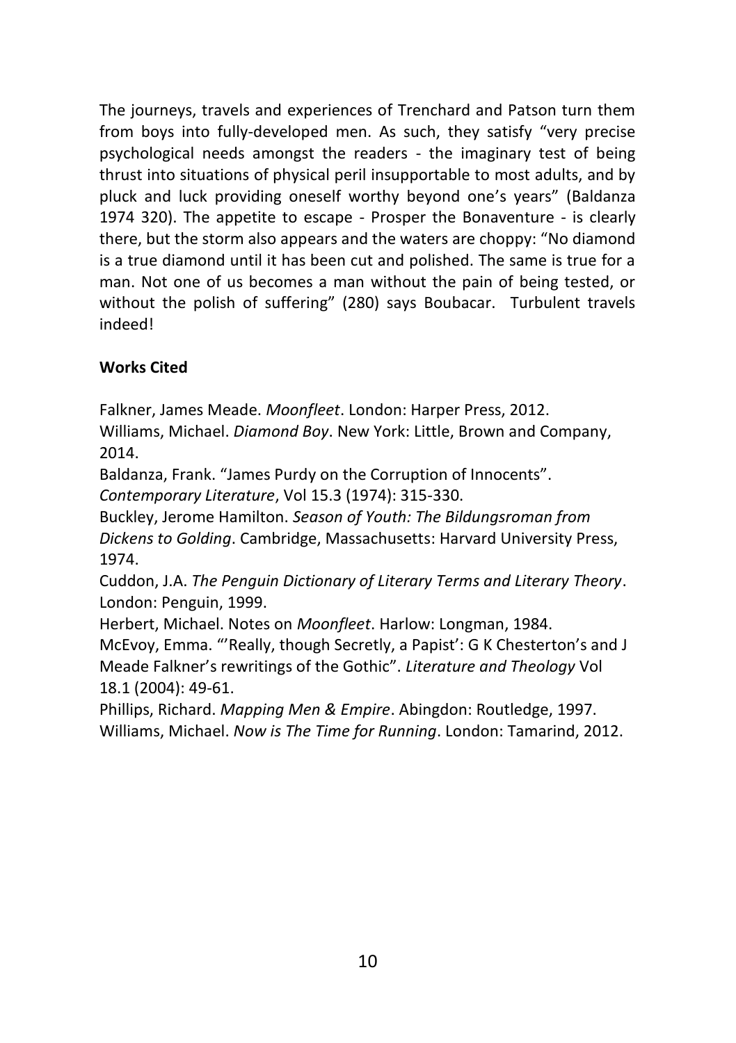The journeys, travels and experiences of Trenchard and Patson turn them from boys into fully-developed men. As such, they satisfy "very precise psychological needs amongst the readers - the imaginary test of being thrust into situations of physical peril insupportable to most adults, and by pluck and luck providing oneself worthy beyond one's years" (Baldanza 1974 320). The appetite to escape - Prosper the Bonaventure - is clearly there, but the storm also appears and the waters are choppy: "No diamond is a true diamond until it has been cut and polished. The same is true for a man. Not one of us becomes a man without the pain of being tested, or without the polish of suffering" (280) says Boubacar. Turbulent travels indeed!

**Works Cited**

Falkner, James Meade. *Moonfleet*. London: Harper Press, 2012.
Williams, Michael. *Diamond Boy*. New York: Little, Brown and Company, 2014.
Baldanza, Frank. "James Purdy on the Corruption of Innocents". *Contemporary Literature*, Vol 15.3 (1974): 315-330.
Buckley, Jerome Hamilton. *Season of Youth: The Bildungsroman from Dickens to Golding*. Cambridge, Massachusetts: Harvard University Press, 1974.
Cuddon, J.A. *The Penguin Dictionary of Literary Terms and Literary Theory*. London: Penguin, 1999.
Herbert, Michael. Notes on *Moonfleet*. Harlow: Longman, 1984.
McEvoy, Emma. "'Really, though Secretly, a Papist': G K Chesterton's and J Meade Falkner's rewritings of the Gothic". *Literature and Theology* Vol 18.1 (2004): 49-61.
Phillips, Richard. *Mapping Men & Empire*. Abingdon: Routledge, 1997.
Williams, Michael. *Now is The Time for Running*. London: Tamarind, 2012.